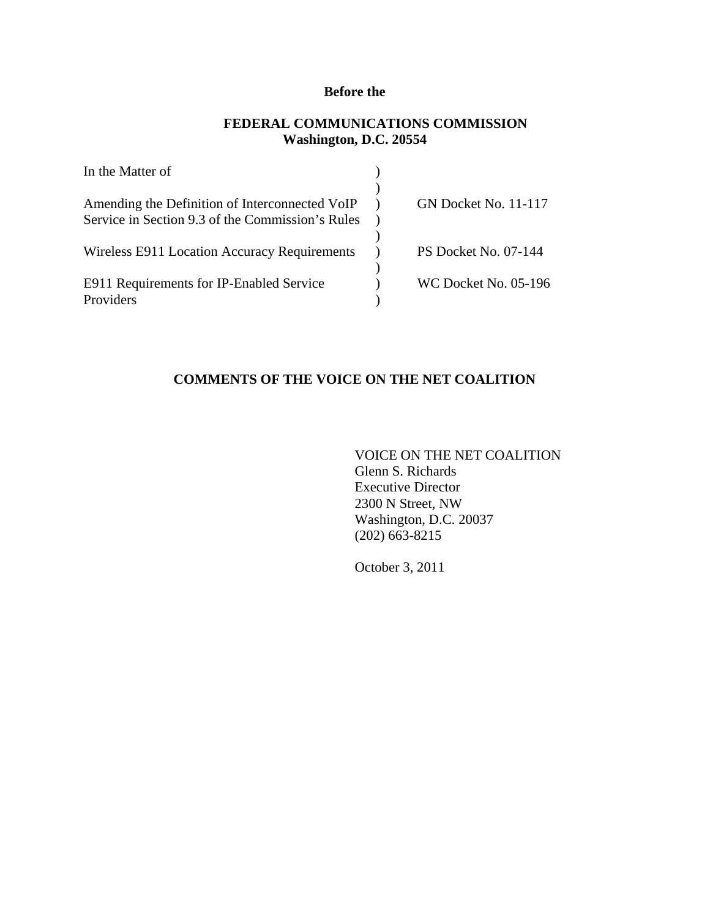**Before the**

**FEDERAL COMMUNICATIONS COMMISSION**
**Washington, D.C. 20554**

| | | |
|---|---|---|
| In the Matter of | ) | |
| | ) | |
| Amending the Definition of Interconnected VoIP Service in Section 9.3 of the Commission's Rules | ) | GN Docket No. 11-117 |
| | ) | |
| Wireless E911 Location Accuracy Requirements | ) | PS Docket No. 07-144 |
| | ) | |
| E911 Requirements for IP-Enabled Service Providers | ) | WC Docket No. 05-196 |

**COMMENTS OF THE VOICE ON THE NET COALITION**

VOICE ON THE NET COALITION
Glenn S. Richards
Executive Director
2300 N Street, NW
Washington, D.C. 20037
(202) 663-8215

October 3, 2011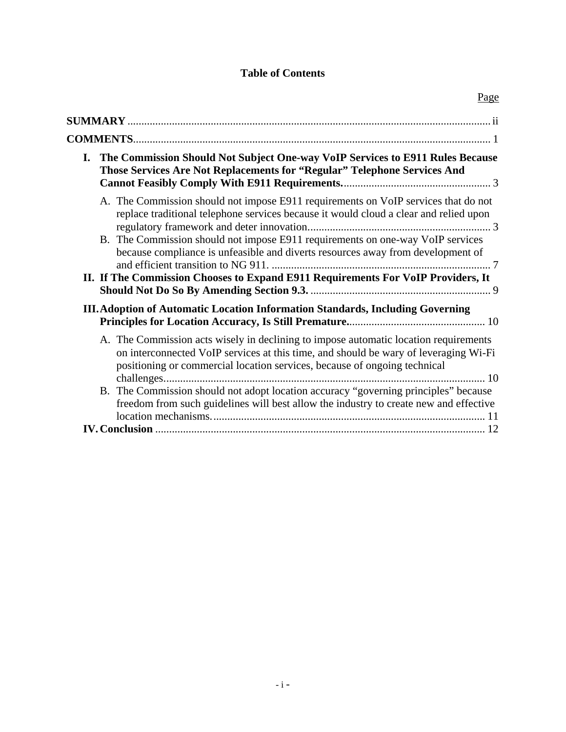**Table of Contents**

Page

**SUMMARY** .................................................................................................................................. ii

**COMMENTS**................................................................................................................................ 1

**I. The Commission Should Not Subject One-way VoIP Services to E911 Rules Because Those Services Are Not Replacements for "Regular" Telephone Services And Cannot Feasibly Comply With E911 Requirements.**.................................................... 3

A. The Commission should not impose E911 requirements on VoIP services that do not replace traditional telephone services because it would cloud a clear and relied upon regulatory framework and deter innovation................................................................. 3

B. The Commission should not impose E911 requirements on one-way VoIP services because compliance is unfeasible and diverts resources away from development of and efficient transition to NG 911. .............................................................................. 7

**II. If The Commission Chooses to Expand E911 Requirements For VoIP Providers, It Should Not Do So By Amending Section 9.3.** ................................................................ 9

**III. Adoption of Automatic Location Information Standards, Including Governing Principles for Location Accuracy, Is Still Premature.**................................................ 10

A. The Commission acts wisely in declining to impose automatic location requirements on interconnected VoIP services at this time, and should be wary of leveraging Wi-Fi positioning or commercial location services, because of ongoing technical challenges................................................................................................................... 10

B. The Commission should not adopt location accuracy "governing principles" because freedom from such guidelines will best allow the industry to create new and effective location mechanisms................................................................................................. 11

**IV. Conclusion** ..................................................................................................................... 12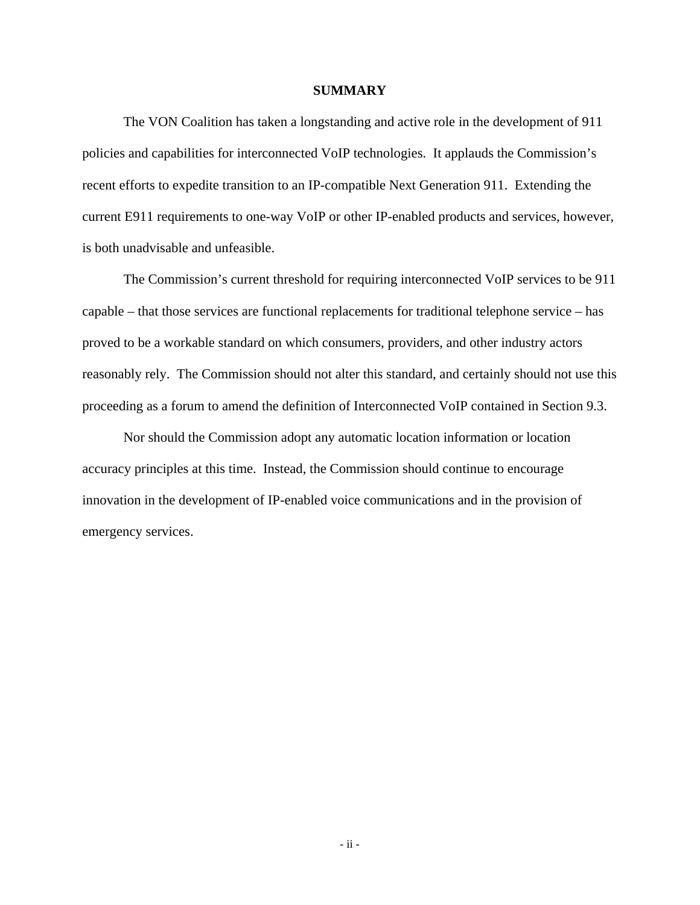## SUMMARY

The VON Coalition has taken a longstanding and active role in the development of 911 policies and capabilities for interconnected VoIP technologies. It applauds the Commission's recent efforts to expedite transition to an IP-compatible Next Generation 911. Extending the current E911 requirements to one-way VoIP or other IP-enabled products and services, however, is both unadvisable and unfeasible.

The Commission's current threshold for requiring interconnected VoIP services to be 911 capable – that those services are functional replacements for traditional telephone service – has proved to be a workable standard on which consumers, providers, and other industry actors reasonably rely. The Commission should not alter this standard, and certainly should not use this proceeding as a forum to amend the definition of Interconnected VoIP contained in Section 9.3.

Nor should the Commission adopt any automatic location information or location accuracy principles at this time. Instead, the Commission should continue to encourage innovation in the development of IP-enabled voice communications and in the provision of emergency services.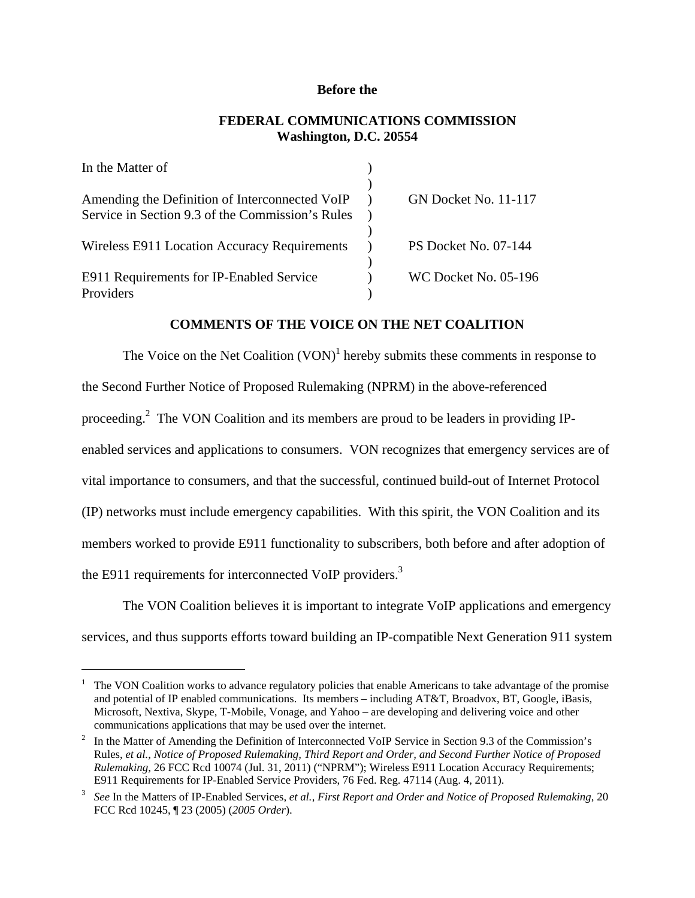**Before the**

**FEDERAL COMMUNICATIONS COMMISSION**
**Washington, D.C. 20554**

| | | |
|---|---|---|
| In the Matter of | ) | |
| | ) | |
| Amending the Definition of Interconnected VoIP Service in Section 9.3 of the Commission's Rules | ) | GN Docket No. 11-117 |
| | ) | |
| Wireless E911 Location Accuracy Requirements | ) | PS Docket No. 07-144 |
| | ) | |
| E911 Requirements for IP-Enabled Service Providers | ) | WC Docket No. 05-196 |

**COMMENTS OF THE VOICE ON THE NET COALITION**

The Voice on the Net Coalition (VON)[1] hereby submits these comments in response to the Second Further Notice of Proposed Rulemaking (NPRM) in the above-referenced proceeding.[2] The VON Coalition and its members are proud to be leaders in providing IP-enabled services and applications to consumers. VON recognizes that emergency services are of vital importance to consumers, and that the successful, continued build-out of Internet Protocol (IP) networks must include emergency capabilities. With this spirit, the VON Coalition and its members worked to provide E911 functionality to subscribers, both before and after adoption of the E911 requirements for interconnected VoIP providers.[3]

The VON Coalition believes it is important to integrate VoIP applications and emergency services, and thus supports efforts toward building an IP-compatible Next Generation 911 system

---

[1] The VON Coalition works to advance regulatory policies that enable Americans to take advantage of the promise and potential of IP enabled communications. Its members – including AT&T, Broadvox, BT, Google, iBasis, Microsoft, Nextiva, Skype, T-Mobile, Vonage, and Yahoo – are developing and delivering voice and other communications applications that may be used over the internet.

[2] In the Matter of Amending the Definition of Interconnected VoIP Service in Section 9.3 of the Commission's Rules, *et al.*, *Notice of Proposed Rulemaking, Third Report and Order, and Second Further Notice of Proposed Rulemaking*, 26 FCC Rcd 10074 (Jul. 31, 2011) ("NPRM"); Wireless E911 Location Accuracy Requirements; E911 Requirements for IP-Enabled Service Providers, 76 Fed. Reg. 47114 (Aug. 4, 2011).

[3] *See* In the Matters of IP-Enabled Services, *et al.*, *First Report and Order and Notice of Proposed Rulemaking*, 20 FCC Rcd 10245, ¶ 23 (2005) (*2005 Order*).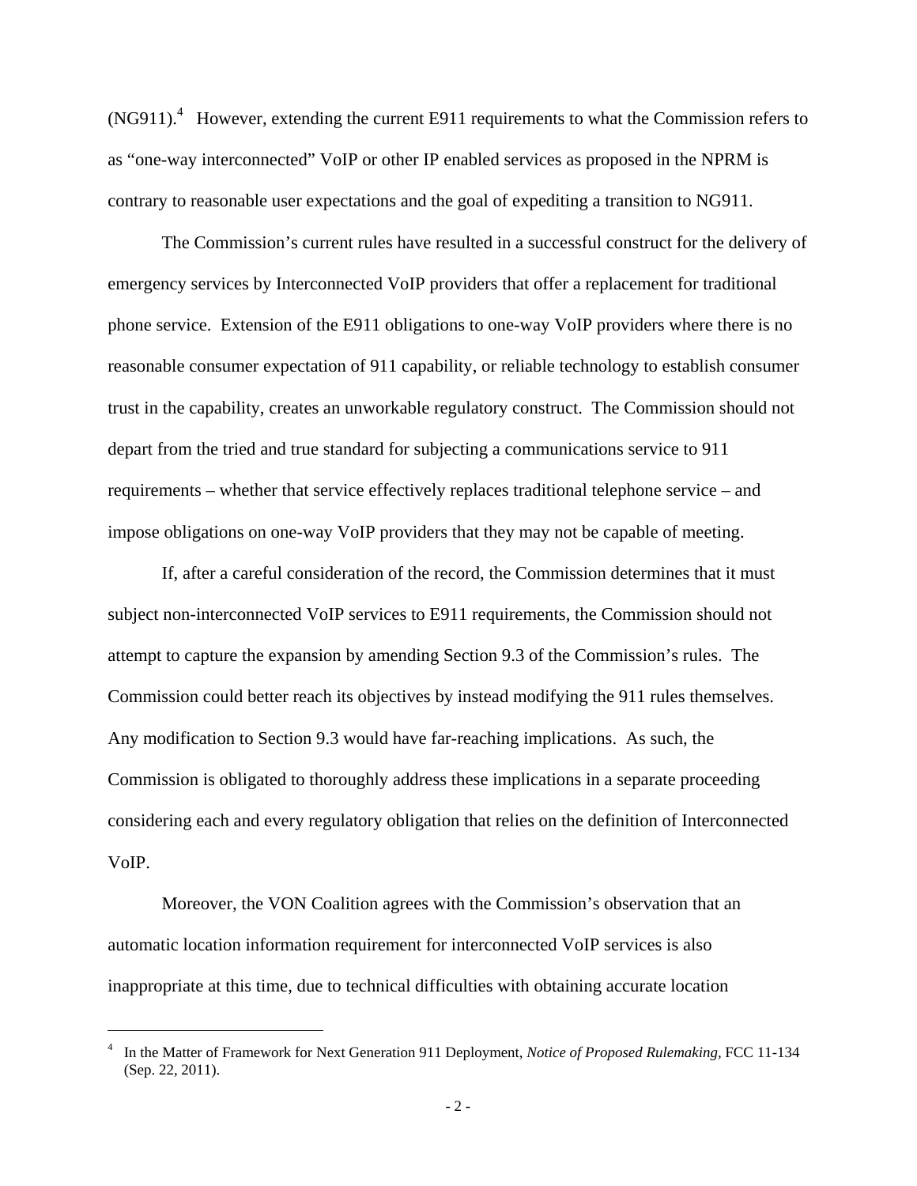(NG911).[4] However, extending the current E911 requirements to what the Commission refers to as "one-way interconnected" VoIP or other IP enabled services as proposed in the NPRM is contrary to reasonable user expectations and the goal of expediting a transition to NG911.

The Commission's current rules have resulted in a successful construct for the delivery of emergency services by Interconnected VoIP providers that offer a replacement for traditional phone service. Extension of the E911 obligations to one-way VoIP providers where there is no reasonable consumer expectation of 911 capability, or reliable technology to establish consumer trust in the capability, creates an unworkable regulatory construct. The Commission should not depart from the tried and true standard for subjecting a communications service to 911 requirements – whether that service effectively replaces traditional telephone service – and impose obligations on one-way VoIP providers that they may not be capable of meeting.

If, after a careful consideration of the record, the Commission determines that it must subject non-interconnected VoIP services to E911 requirements, the Commission should not attempt to capture the expansion by amending Section 9.3 of the Commission's rules. The Commission could better reach its objectives by instead modifying the 911 rules themselves. Any modification to Section 9.3 would have far-reaching implications. As such, the Commission is obligated to thoroughly address these implications in a separate proceeding considering each and every regulatory obligation that relies on the definition of Interconnected VoIP.

Moreover, the VON Coalition agrees with the Commission's observation that an automatic location information requirement for interconnected VoIP services is also inappropriate at this time, due to technical difficulties with obtaining accurate location

---

[4] In the Matter of Framework for Next Generation 911 Deployment, *Notice of Proposed Rulemaking*, FCC 11-134 (Sep. 22, 2011).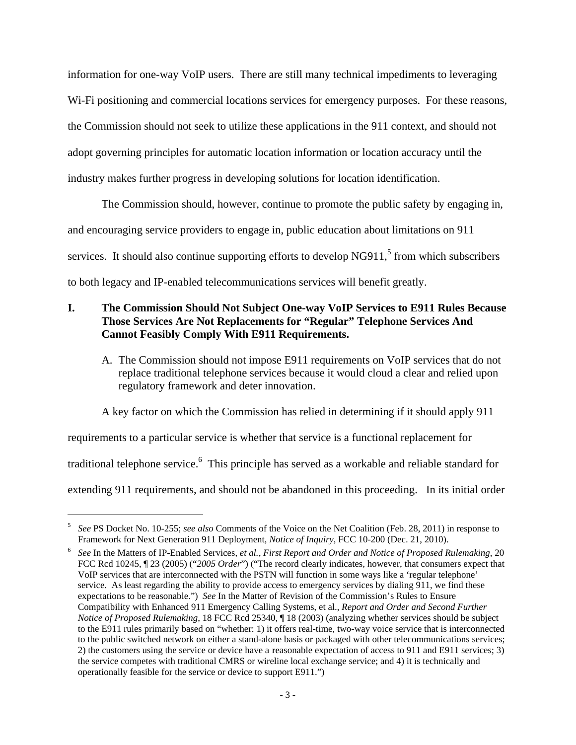information for one-way VoIP users. There are still many technical impediments to leveraging Wi-Fi positioning and commercial locations services for emergency purposes. For these reasons, the Commission should not seek to utilize these applications in the 911 context, and should not adopt governing principles for automatic location information or location accuracy until the industry makes further progress in developing solutions for location identification.

The Commission should, however, continue to promote the public safety by engaging in, and encouraging service providers to engage in, public education about limitations on 911 services. It should also continue supporting efforts to develop NG911,[5] from which subscribers to both legacy and IP-enabled telecommunications services will benefit greatly.

## I. The Commission Should Not Subject One-way VoIP Services to E911 Rules Because Those Services Are Not Replacements for "Regular" Telephone Services And Cannot Feasibly Comply With E911 Requirements.

### A. The Commission should not impose E911 requirements on VoIP services that do not replace traditional telephone services because it would cloud a clear and relied upon regulatory framework and deter innovation.

A key factor on which the Commission has relied in determining if it should apply 911 requirements to a particular service is whether that service is a functional replacement for traditional telephone service.[6] This principle has served as a workable and reliable standard for extending 911 requirements, and should not be abandoned in this proceeding. In its initial order

---

[5] *See* PS Docket No. 10-255; *see also* Comments of the Voice on the Net Coalition (Feb. 28, 2011) in response to Framework for Next Generation 911 Deployment, *Notice of Inquiry*, FCC 10-200 (Dec. 21, 2010).

[6] *See* In the Matters of IP-Enabled Services, *et al.*, *First Report and Order and Notice of Proposed Rulemaking*, 20 FCC Rcd 10245, ¶ 23 (2005) ("*2005 Order*") ("The record clearly indicates, however, that consumers expect that VoIP services that are interconnected with the PSTN will function in some ways like a 'regular telephone' service. As least regarding the ability to provide access to emergency services by dialing 911, we find these expectations to be reasonable.") *See* In the Matter of Revision of the Commission's Rules to Ensure Compatibility with Enhanced 911 Emergency Calling Systems, et al., *Report and Order and Second Further Notice of Proposed Rulemaking*, 18 FCC Rcd 25340, ¶ 18 (2003) (analyzing whether services should be subject to the E911 rules primarily based on "whether: 1) it offers real-time, two-way voice service that is interconnected to the public switched network on either a stand-alone basis or packaged with other telecommunications services; 2) the customers using the service or device have a reasonable expectation of access to 911 and E911 services; 3) the service competes with traditional CMRS or wireline local exchange service; and 4) it is technically and operationally feasible for the service or device to support E911.")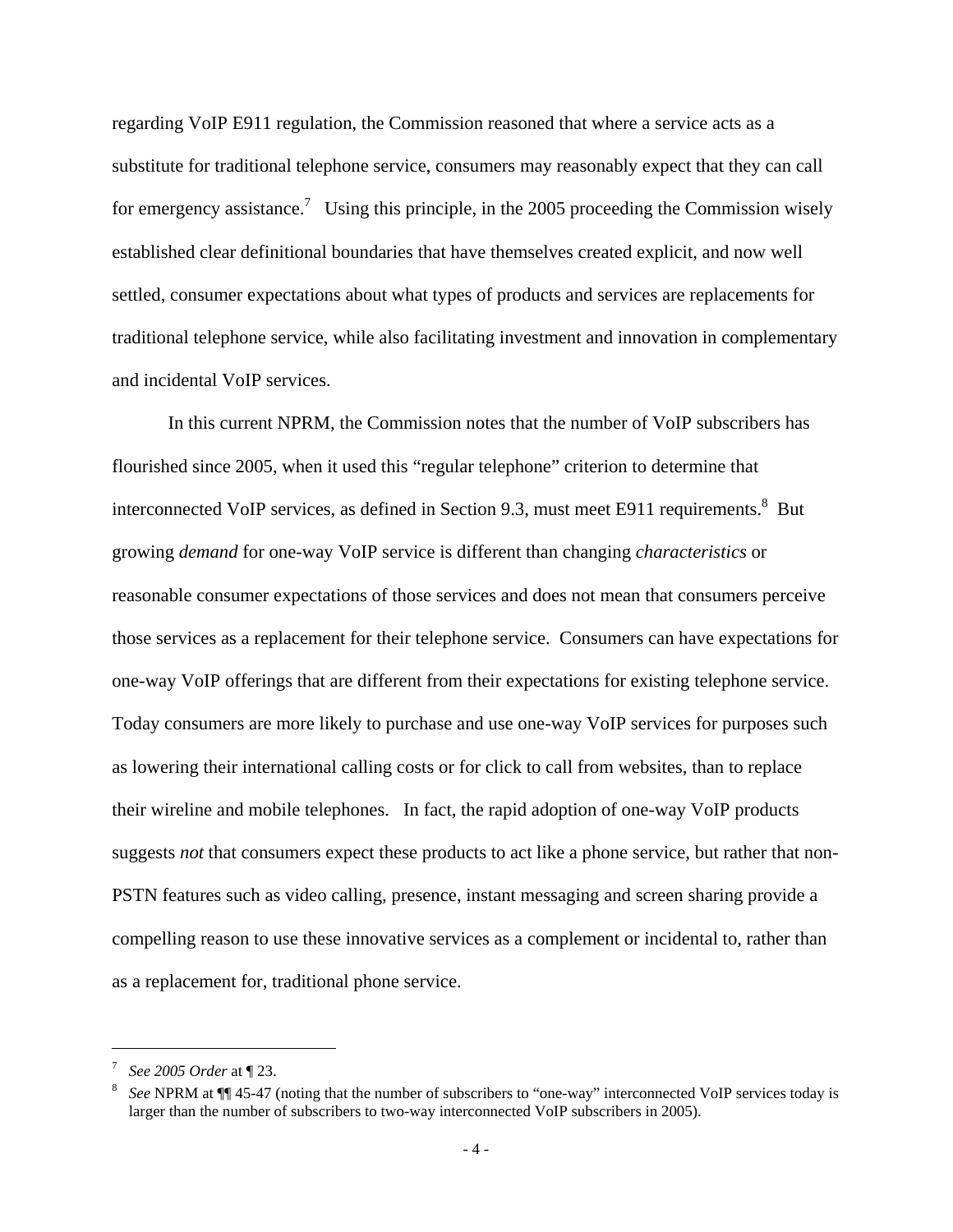regarding VoIP E911 regulation, the Commission reasoned that where a service acts as a substitute for traditional telephone service, consumers may reasonably expect that they can call for emergency assistance.[7] Using this principle, in the 2005 proceeding the Commission wisely established clear definitional boundaries that have themselves created explicit, and now well settled, consumer expectations about what types of products and services are replacements for traditional telephone service, while also facilitating investment and innovation in complementary and incidental VoIP services.

In this current NPRM, the Commission notes that the number of VoIP subscribers has flourished since 2005, when it used this "regular telephone" criterion to determine that interconnected VoIP services, as defined in Section 9.3, must meet E911 requirements.[8] But growing *demand* for one-way VoIP service is different than changing *characteristics* or reasonable consumer expectations of those services and does not mean that consumers perceive those services as a replacement for their telephone service. Consumers can have expectations for one-way VoIP offerings that are different from their expectations for existing telephone service. Today consumers are more likely to purchase and use one-way VoIP services for purposes such as lowering their international calling costs or for click to call from websites, than to replace their wireline and mobile telephones. In fact, the rapid adoption of one-way VoIP products suggests *not* that consumers expect these products to act like a phone service, but rather that non-PSTN features such as video calling, presence, instant messaging and screen sharing provide a compelling reason to use these innovative services as a complement or incidental to, rather than as a replacement for, traditional phone service.

---

[7] *See 2005 Order* at ¶ 23.

[8] *See* NPRM at ¶¶ 45-47 (noting that the number of subscribers to "one-way" interconnected VoIP services today is larger than the number of subscribers to two-way interconnected VoIP subscribers in 2005).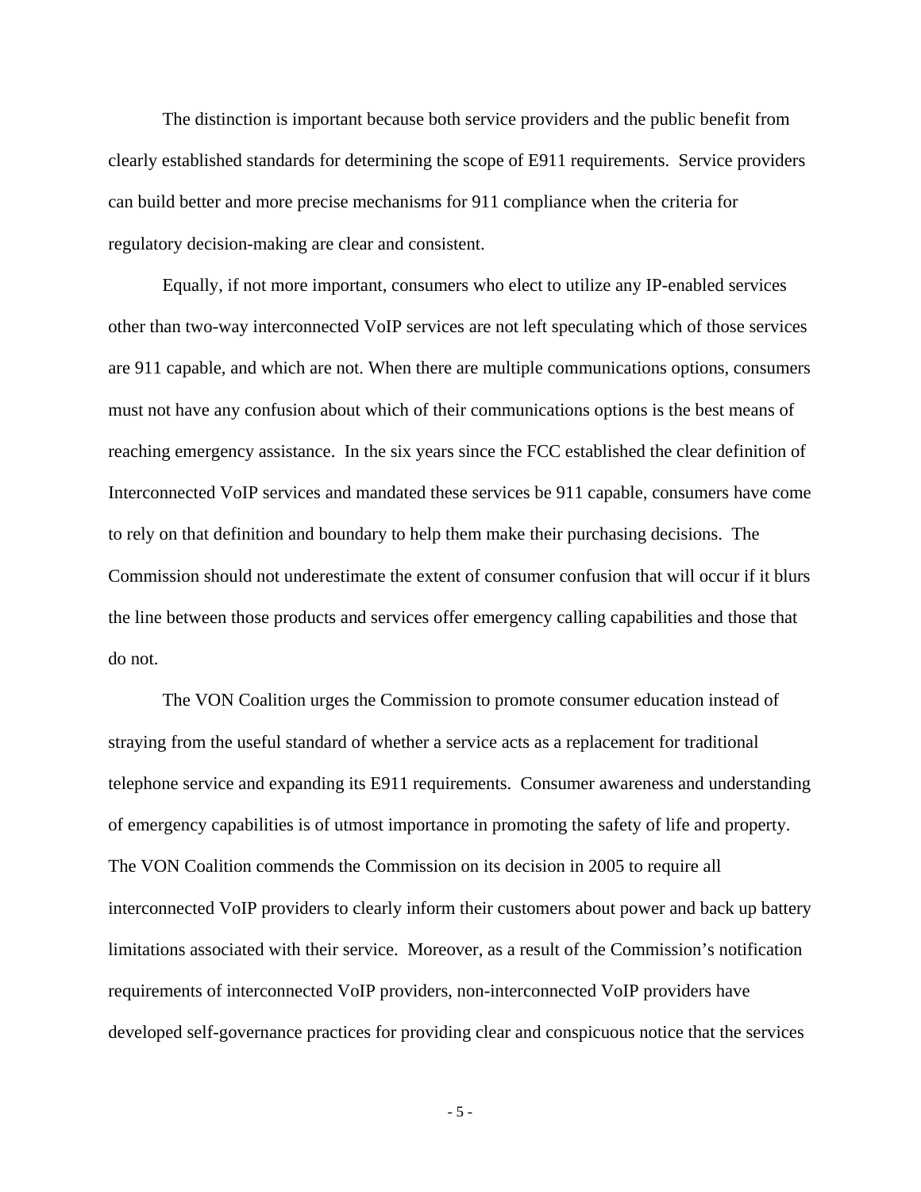The distinction is important because both service providers and the public benefit from clearly established standards for determining the scope of E911 requirements. Service providers can build better and more precise mechanisms for 911 compliance when the criteria for regulatory decision-making are clear and consistent.

Equally, if not more important, consumers who elect to utilize any IP-enabled services other than two-way interconnected VoIP services are not left speculating which of those services are 911 capable, and which are not. When there are multiple communications options, consumers must not have any confusion about which of their communications options is the best means of reaching emergency assistance. In the six years since the FCC established the clear definition of Interconnected VoIP services and mandated these services be 911 capable, consumers have come to rely on that definition and boundary to help them make their purchasing decisions. The Commission should not underestimate the extent of consumer confusion that will occur if it blurs the line between those products and services offer emergency calling capabilities and those that do not.

The VON Coalition urges the Commission to promote consumer education instead of straying from the useful standard of whether a service acts as a replacement for traditional telephone service and expanding its E911 requirements. Consumer awareness and understanding of emergency capabilities is of utmost importance in promoting the safety of life and property. The VON Coalition commends the Commission on its decision in 2005 to require all interconnected VoIP providers to clearly inform their customers about power and back up battery limitations associated with their service. Moreover, as a result of the Commission's notification requirements of interconnected VoIP providers, non-interconnected VoIP providers have developed self-governance practices for providing clear and conspicuous notice that the services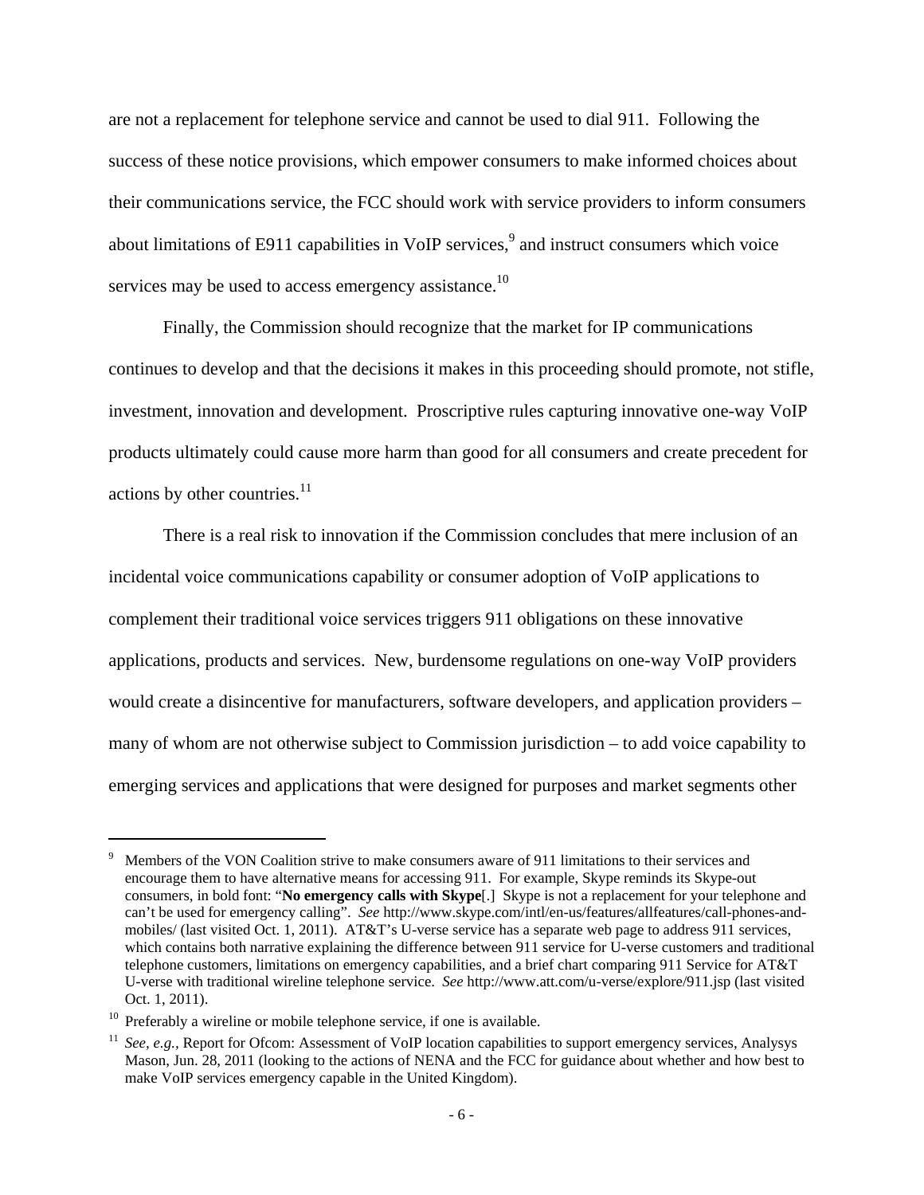are not a replacement for telephone service and cannot be used to dial 911. Following the success of these notice provisions, which empower consumers to make informed choices about their communications service, the FCC should work with service providers to inform consumers about limitations of E911 capabilities in VoIP services,[9] and instruct consumers which voice services may be used to access emergency assistance.[10]

Finally, the Commission should recognize that the market for IP communications continues to develop and that the decisions it makes in this proceeding should promote, not stifle, investment, innovation and development. Proscriptive rules capturing innovative one-way VoIP products ultimately could cause more harm than good for all consumers and create precedent for actions by other countries.[11]

There is a real risk to innovation if the Commission concludes that mere inclusion of an incidental voice communications capability or consumer adoption of VoIP applications to complement their traditional voice services triggers 911 obligations on these innovative applications, products and services. New, burdensome regulations on one-way VoIP providers would create a disincentive for manufacturers, software developers, and application providers – many of whom are not otherwise subject to Commission jurisdiction – to add voice capability to emerging services and applications that were designed for purposes and market segments other

---

[9] Members of the VON Coalition strive to make consumers aware of 911 limitations to their services and encourage them to have alternative means for accessing 911. For example, Skype reminds its Skype-out consumers, in bold font: "**No emergency calls with Skype**[.] Skype is not a replacement for your telephone and can't be used for emergency calling". *See* http://www.skype.com/intl/en-us/features/allfeatures/call-phones-and-mobiles/ (last visited Oct. 1, 2011). AT&T's U-verse service has a separate web page to address 911 services, which contains both narrative explaining the difference between 911 service for U-verse customers and traditional telephone customers, limitations on emergency capabilities, and a brief chart comparing 911 Service for AT&T U-verse with traditional wireline telephone service. *See* http://www.att.com/u-verse/explore/911.jsp (last visited Oct. 1, 2011).

[10] Preferably a wireline or mobile telephone service, if one is available.

[11] *See, e.g.*, Report for Ofcom: Assessment of VoIP location capabilities to support emergency services, Analysys Mason, Jun. 28, 2011 (looking to the actions of NENA and the FCC for guidance about whether and how best to make VoIP services emergency capable in the United Kingdom).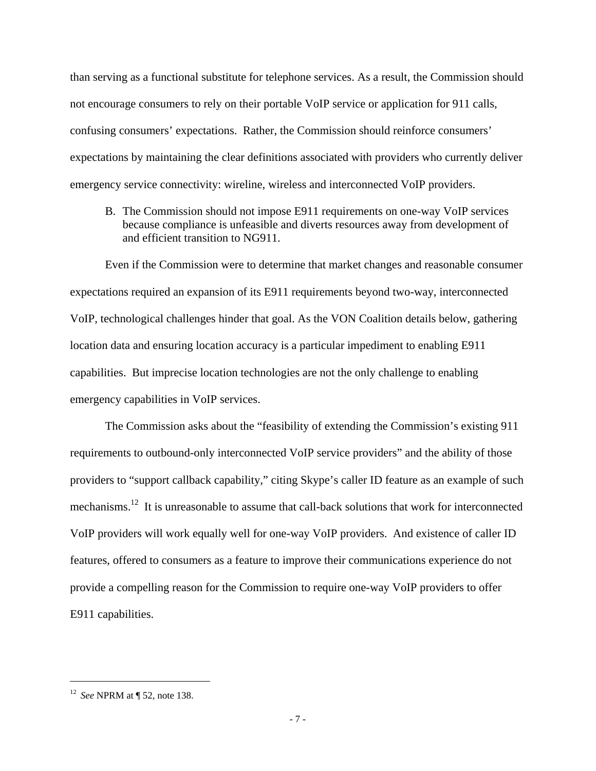than serving as a functional substitute for telephone services. As a result, the Commission should not encourage consumers to rely on their portable VoIP service or application for 911 calls, confusing consumers' expectations. Rather, the Commission should reinforce consumers' expectations by maintaining the clear definitions associated with providers who currently deliver emergency service connectivity: wireline, wireless and interconnected VoIP providers.

B. The Commission should not impose E911 requirements on one-way VoIP services because compliance is unfeasible and diverts resources away from development of and efficient transition to NG911.

Even if the Commission were to determine that market changes and reasonable consumer expectations required an expansion of its E911 requirements beyond two-way, interconnected VoIP, technological challenges hinder that goal. As the VON Coalition details below, gathering location data and ensuring location accuracy is a particular impediment to enabling E911 capabilities. But imprecise location technologies are not the only challenge to enabling emergency capabilities in VoIP services.

The Commission asks about the "feasibility of extending the Commission's existing 911 requirements to outbound-only interconnected VoIP service providers" and the ability of those providers to "support callback capability," citing Skype's caller ID feature as an example of such mechanisms.[12] It is unreasonable to assume that call-back solutions that work for interconnected VoIP providers will work equally well for one-way VoIP providers. And existence of caller ID features, offered to consumers as a feature to improve their communications experience do not provide a compelling reason for the Commission to require one-way VoIP providers to offer E911 capabilities.

---

[12] *See* NPRM at ¶ 52, note 138.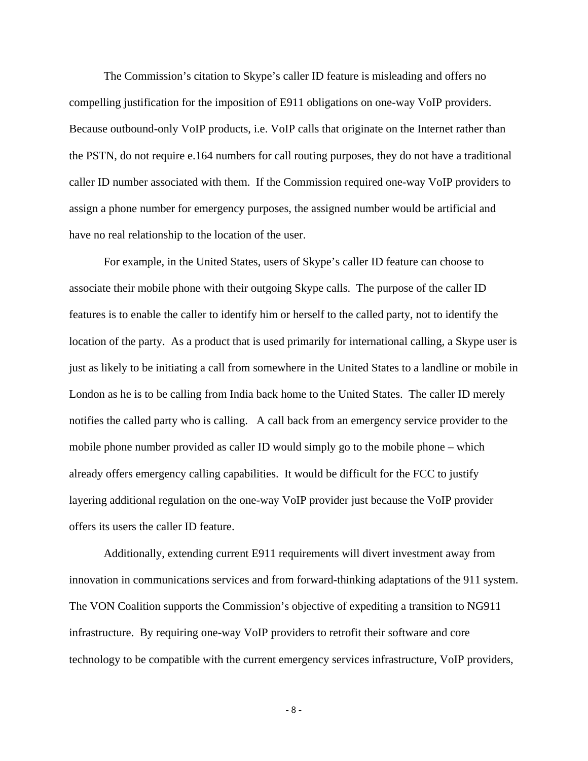The Commission's citation to Skype's caller ID feature is misleading and offers no compelling justification for the imposition of E911 obligations on one-way VoIP providers. Because outbound-only VoIP products, i.e. VoIP calls that originate on the Internet rather than the PSTN, do not require e.164 numbers for call routing purposes, they do not have a traditional caller ID number associated with them. If the Commission required one-way VoIP providers to assign a phone number for emergency purposes, the assigned number would be artificial and have no real relationship to the location of the user.

For example, in the United States, users of Skype's caller ID feature can choose to associate their mobile phone with their outgoing Skype calls. The purpose of the caller ID features is to enable the caller to identify him or herself to the called party, not to identify the location of the party. As a product that is used primarily for international calling, a Skype user is just as likely to be initiating a call from somewhere in the United States to a landline or mobile in London as he is to be calling from India back home to the United States. The caller ID merely notifies the called party who is calling. A call back from an emergency service provider to the mobile phone number provided as caller ID would simply go to the mobile phone – which already offers emergency calling capabilities. It would be difficult for the FCC to justify layering additional regulation on the one-way VoIP provider just because the VoIP provider offers its users the caller ID feature.

Additionally, extending current E911 requirements will divert investment away from innovation in communications services and from forward-thinking adaptations of the 911 system. The VON Coalition supports the Commission's objective of expediting a transition to NG911 infrastructure. By requiring one-way VoIP providers to retrofit their software and core technology to be compatible with the current emergency services infrastructure, VoIP providers,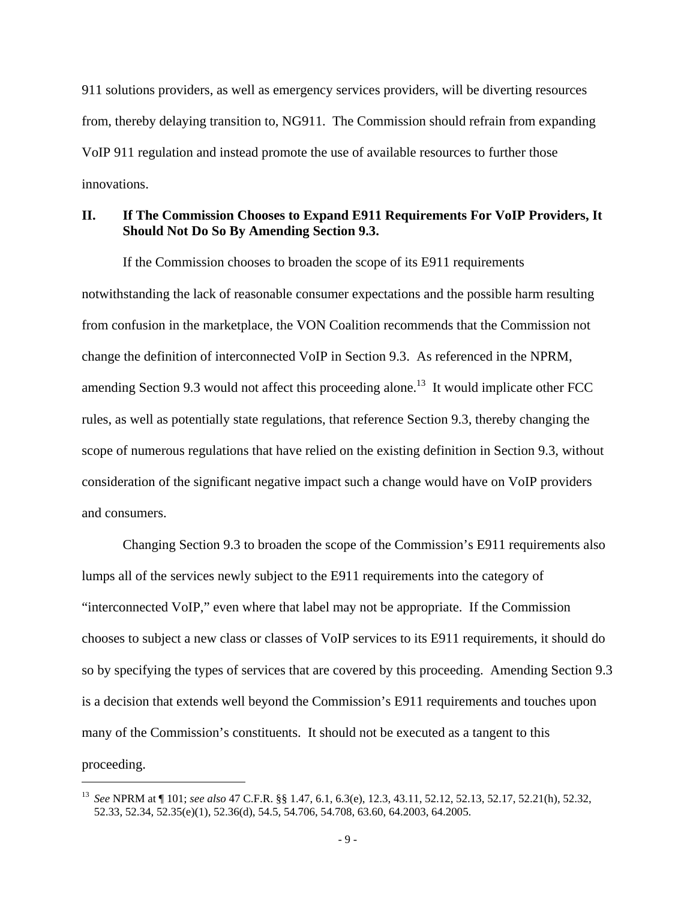911 solutions providers, as well as emergency services providers, will be diverting resources from, thereby delaying transition to, NG911. The Commission should refrain from expanding VoIP 911 regulation and instead promote the use of available resources to further those innovations.

## II. If The Commission Chooses to Expand E911 Requirements For VoIP Providers, It Should Not Do So By Amending Section 9.3.

If the Commission chooses to broaden the scope of its E911 requirements notwithstanding the lack of reasonable consumer expectations and the possible harm resulting from confusion in the marketplace, the VON Coalition recommends that the Commission not change the definition of interconnected VoIP in Section 9.3. As referenced in the NPRM, amending Section 9.3 would not affect this proceeding alone.[13] It would implicate other FCC rules, as well as potentially state regulations, that reference Section 9.3, thereby changing the scope of numerous regulations that have relied on the existing definition in Section 9.3, without consideration of the significant negative impact such a change would have on VoIP providers and consumers.

Changing Section 9.3 to broaden the scope of the Commission's E911 requirements also lumps all of the services newly subject to the E911 requirements into the category of "interconnected VoIP," even where that label may not be appropriate. If the Commission chooses to subject a new class or classes of VoIP services to its E911 requirements, it should do so by specifying the types of services that are covered by this proceeding. Amending Section 9.3 is a decision that extends well beyond the Commission's E911 requirements and touches upon many of the Commission's constituents. It should not be executed as a tangent to this proceeding.

---

[13] *See* NPRM at ¶ 101; *see also* 47 C.F.R. §§ 1.47, 6.1, 6.3(e), 12.3, 43.11, 52.12, 52.13, 52.17, 52.21(h), 52.32, 52.33, 52.34, 52.35(e)(1), 52.36(d), 54.5, 54.706, 54.708, 63.60, 64.2003, 64.2005.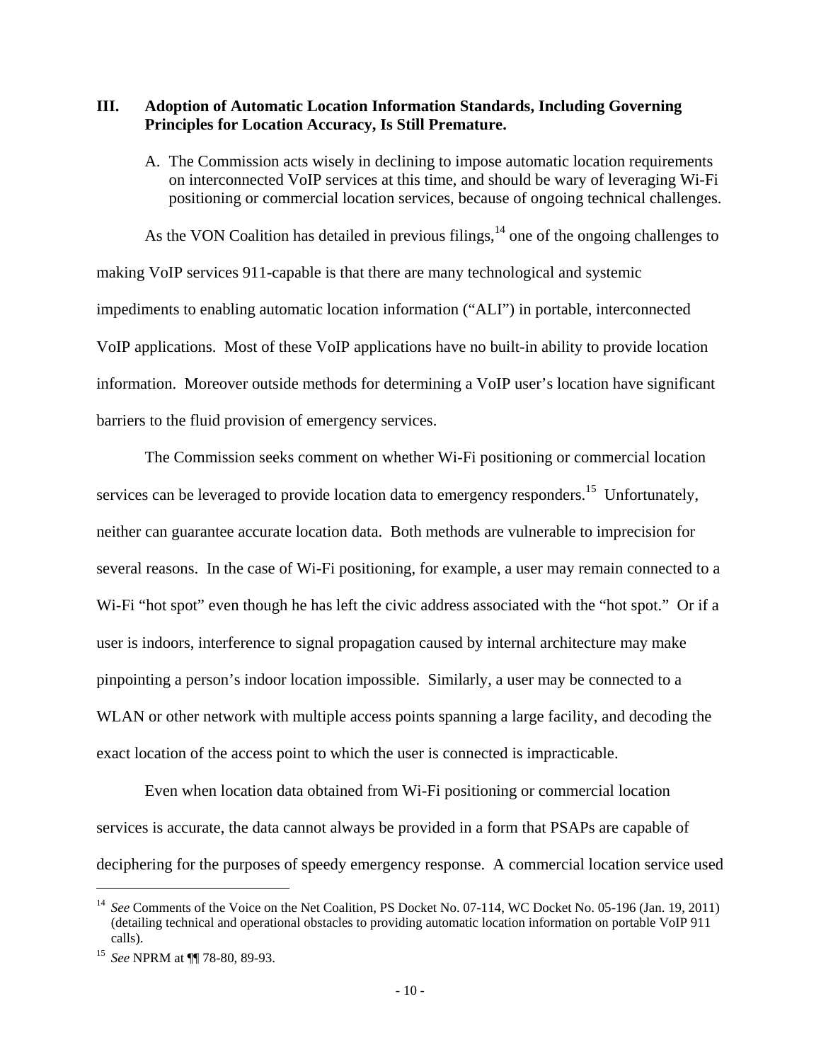## III. Adoption of Automatic Location Information Standards, Including Governing Principles for Location Accuracy, Is Still Premature.

### A. The Commission acts wisely in declining to impose automatic location requirements on interconnected VoIP services at this time, and should be wary of leveraging Wi-Fi positioning or commercial location services, because of ongoing technical challenges.

As the VON Coalition has detailed in previous filings,[14] one of the ongoing challenges to making VoIP services 911-capable is that there are many technological and systemic impediments to enabling automatic location information ("ALI") in portable, interconnected VoIP applications. Most of these VoIP applications have no built-in ability to provide location information. Moreover outside methods for determining a VoIP user's location have significant barriers to the fluid provision of emergency services.

The Commission seeks comment on whether Wi-Fi positioning or commercial location services can be leveraged to provide location data to emergency responders.[15] Unfortunately, neither can guarantee accurate location data. Both methods are vulnerable to imprecision for several reasons. In the case of Wi-Fi positioning, for example, a user may remain connected to a Wi-Fi "hot spot" even though he has left the civic address associated with the "hot spot." Or if a user is indoors, interference to signal propagation caused by internal architecture may make pinpointing a person's indoor location impossible. Similarly, a user may be connected to a WLAN or other network with multiple access points spanning a large facility, and decoding the exact location of the access point to which the user is connected is impracticable.

Even when location data obtained from Wi-Fi positioning or commercial location services is accurate, the data cannot always be provided in a form that PSAPs are capable of deciphering for the purposes of speedy emergency response. A commercial location service used

---

[14] *See* Comments of the Voice on the Net Coalition, PS Docket No. 07-114, WC Docket No. 05-196 (Jan. 19, 2011) (detailing technical and operational obstacles to providing automatic location information on portable VoIP 911 calls).

[15] *See* NPRM at ¶¶ 78-80, 89-93.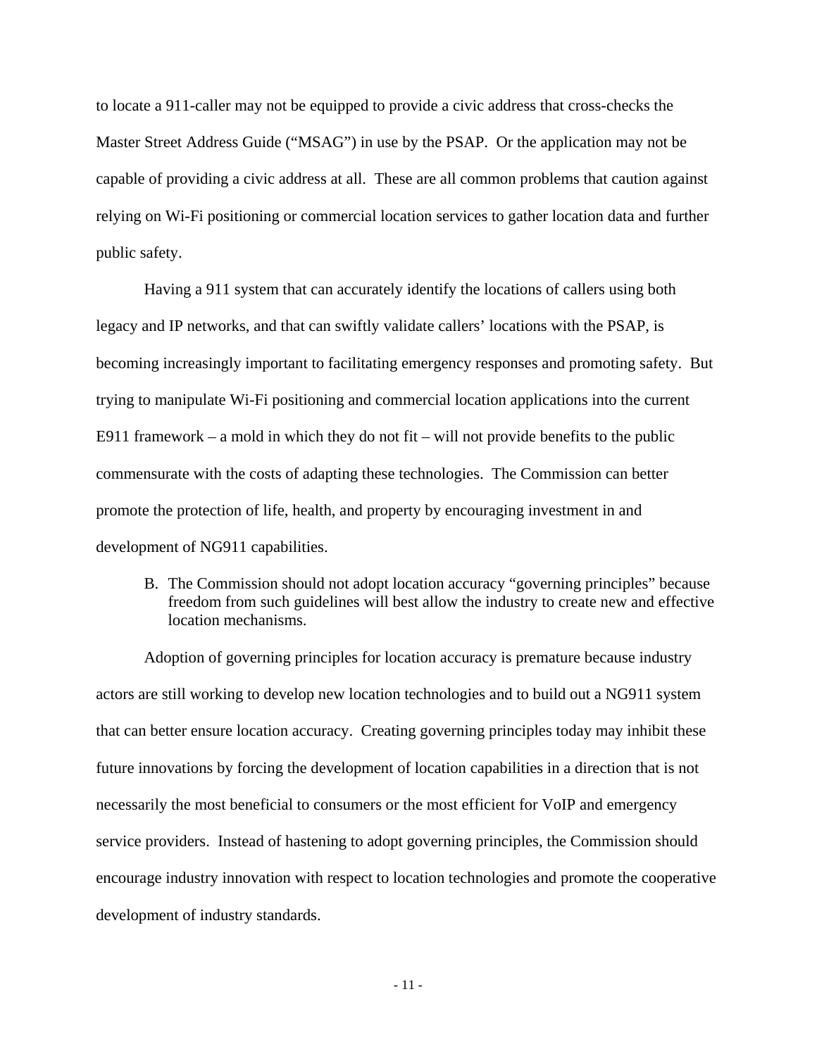to locate a 911-caller may not be equipped to provide a civic address that cross-checks the Master Street Address Guide ("MSAG") in use by the PSAP. Or the application may not be capable of providing a civic address at all. These are all common problems that caution against relying on Wi-Fi positioning or commercial location services to gather location data and further public safety.

Having a 911 system that can accurately identify the locations of callers using both legacy and IP networks, and that can swiftly validate callers' locations with the PSAP, is becoming increasingly important to facilitating emergency responses and promoting safety. But trying to manipulate Wi-Fi positioning and commercial location applications into the current E911 framework – a mold in which they do not fit – will not provide benefits to the public commensurate with the costs of adapting these technologies. The Commission can better promote the protection of life, health, and property by encouraging investment in and development of NG911 capabilities.

### B. The Commission should not adopt location accuracy "governing principles" because freedom from such guidelines will best allow the industry to create new and effective location mechanisms.

Adoption of governing principles for location accuracy is premature because industry actors are still working to develop new location technologies and to build out a NG911 system that can better ensure location accuracy. Creating governing principles today may inhibit these future innovations by forcing the development of location capabilities in a direction that is not necessarily the most beneficial to consumers or the most efficient for VoIP and emergency service providers. Instead of hastening to adopt governing principles, the Commission should encourage industry innovation with respect to location technologies and promote the cooperative development of industry standards.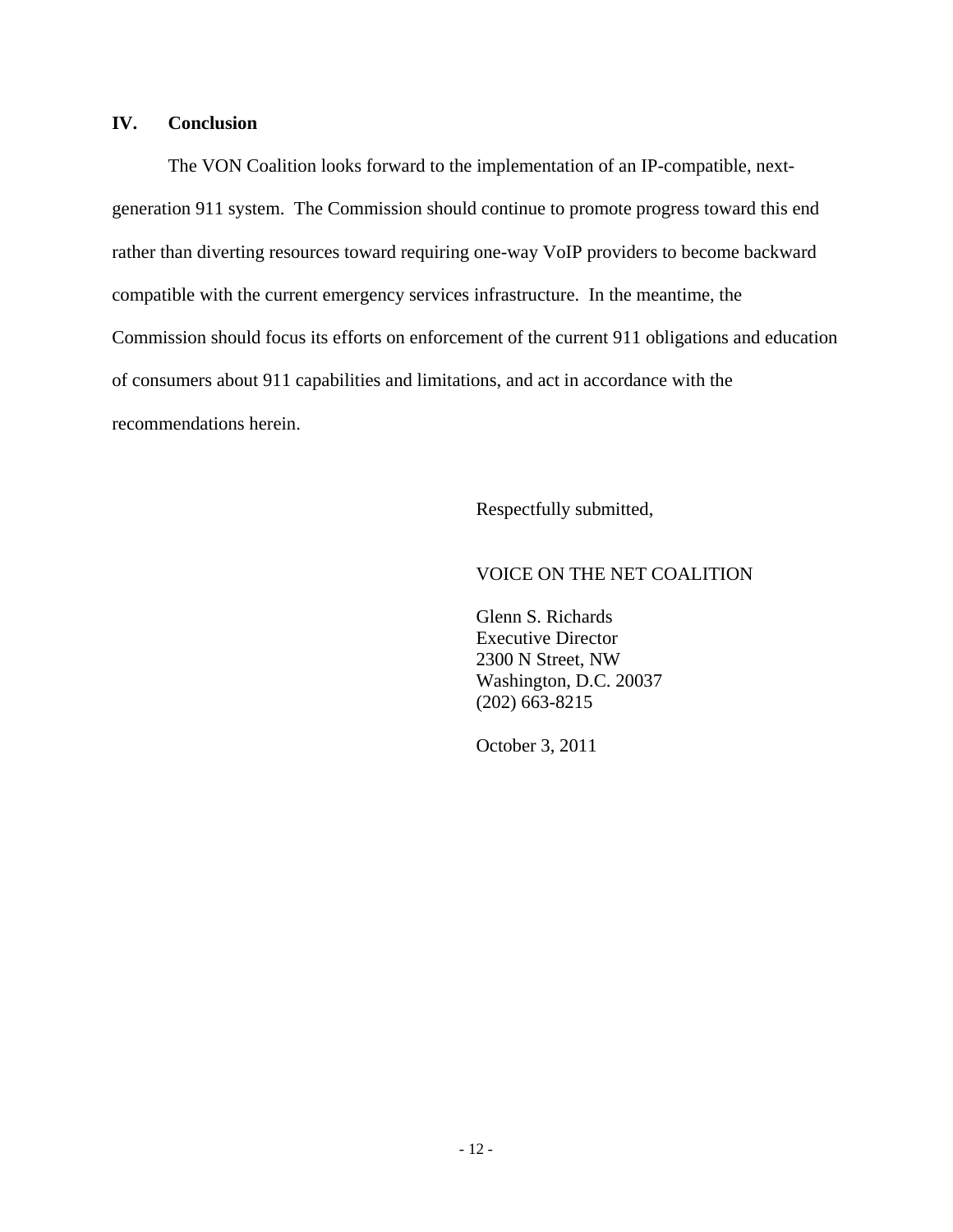## IV. Conclusion

The VON Coalition looks forward to the implementation of an IP-compatible, next-generation 911 system. The Commission should continue to promote progress toward this end rather than diverting resources toward requiring one-way VoIP providers to become backward compatible with the current emergency services infrastructure. In the meantime, the Commission should focus its efforts on enforcement of the current 911 obligations and education of consumers about 911 capabilities and limitations, and act in accordance with the recommendations herein.

Respectfully submitted,

VOICE ON THE NET COALITION

Glenn S. Richards
Executive Director
2300 N Street, NW
Washington, D.C. 20037
(202) 663-8215

October 3, 2011